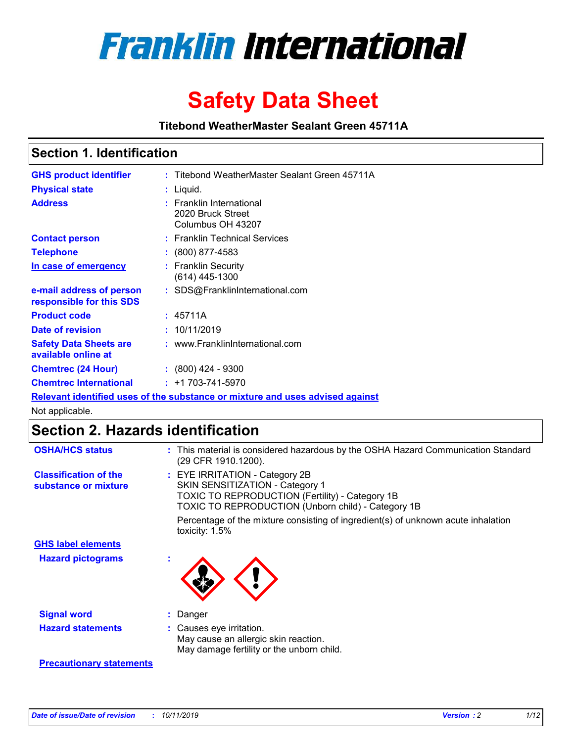# Franklin International

# Safety Data Sheet

**Titebond WeatherMaster Sealant Green 45711A**

## Section 1. Identification

| | |
|---|---|
| **GHS product identifier** | : Titebond WeatherMaster Sealant Green 45711A |
| **Physical state** | : Liquid. |
| **Address** | : Franklin International<br>2020 Bruck Street<br>Columbus OH 43207 |
| **Contact person** | : Franklin Technical Services |
| **Telephone** | : (800) 877-4583 |
| **In case of emergency** | : Franklin Security<br>(614) 445-1300 |
| **e-mail address of person responsible for this SDS** | : SDS@FranklinInternational.com |
| **Product code** | : 45711A |
| **Date of revision** | : 10/11/2019 |
| **Safety Data Sheets are available online at** | : www.FranklinInternational.com |
| **Chemtrec (24 Hour)** | : (800) 424 - 9300 |
| **Chemtrec International** | : +1 703-741-5970 |

**Relevant identified uses of the substance or mixture and uses advised against**

Not applicable.

## Section 2. Hazards identification

**OSHA/HCS status** : This material is considered hazardous by the OSHA Hazard Communication Standard (29 CFR 1910.1200).

**Classification of the substance or mixture** : EYE IRRITATION - Category 2B
SKIN SENSITIZATION - Category 1
TOXIC TO REPRODUCTION (Fertility) - Category 1B
TOXIC TO REPRODUCTION (Unborn child) - Category 1B

Percentage of the mixture consisting of ingredient(s) of unknown acute inhalation toxicity: 1.5%

**GHS label elements**

**Hazard pictograms** :

**Signal word** : Danger

**Hazard statements** : Causes eye irritation.
May cause an allergic skin reaction.
May damage fertility or the unborn child.

**Precautionary statements**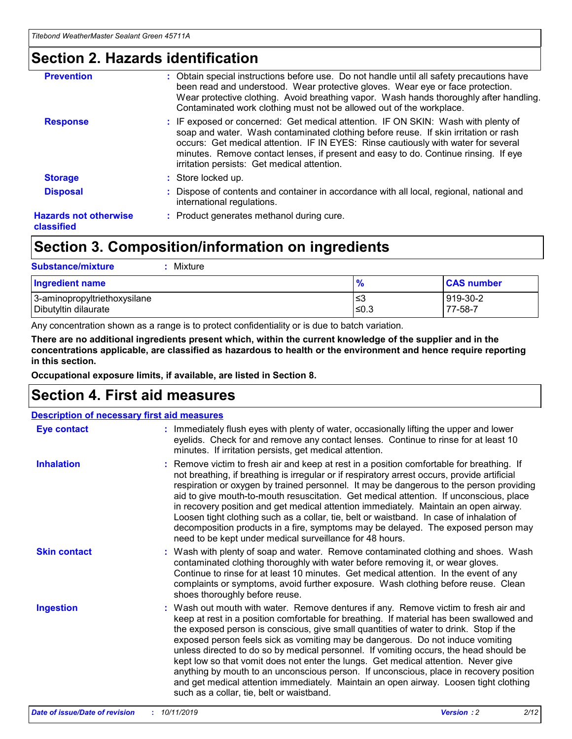## Section 2. Hazards identification

**Prevention** : Obtain special instructions before use. Do not handle until all safety precautions have been read and understood. Wear protective gloves. Wear eye or face protection. Wear protective clothing. Avoid breathing vapor. Wash hands thoroughly after handling. Contaminated work clothing must not be allowed out of the workplace.

**Response** : IF exposed or concerned: Get medical attention. IF ON SKIN: Wash with plenty of soap and water. Wash contaminated clothing before reuse. If skin irritation or rash occurs: Get medical attention. IF IN EYES: Rinse cautiously with water for several minutes. Remove contact lenses, if present and easy to do. Continue rinsing. If eye irritation persists: Get medical attention.

**Storage** : Store locked up.

**Disposal** : Dispose of contents and container in accordance with all local, regional, national and international regulations.

**Hazards not otherwise classified** : Product generates methanol during cure.

## Section 3. Composition/information on ingredients

**Substance/mixture** : Mixture

| Ingredient name | % | CAS number |
|---|---|---|
| 3-aminopropyltriethoxysilane | ≤3 | 919-30-2 |
| Dibutyltin dilaurate | ≤0.3 | 77-58-7 |

Any concentration shown as a range is to protect confidentiality or is due to batch variation.

**There are no additional ingredients present which, within the current knowledge of the supplier and in the concentrations applicable, are classified as hazardous to health or the environment and hence require reporting in this section.**

**Occupational exposure limits, if available, are listed in Section 8.**

## Section 4. First aid measures

**Description of necessary first aid measures**

**Eye contact** : Immediately flush eyes with plenty of water, occasionally lifting the upper and lower eyelids. Check for and remove any contact lenses. Continue to rinse for at least 10 minutes. If irritation persists, get medical attention.

**Inhalation** : Remove victim to fresh air and keep at rest in a position comfortable for breathing. If not breathing, if breathing is irregular or if respiratory arrest occurs, provide artificial respiration or oxygen by trained personnel. It may be dangerous to the person providing aid to give mouth-to-mouth resuscitation. Get medical attention. If unconscious, place in recovery position and get medical attention immediately. Maintain an open airway. Loosen tight clothing such as a collar, tie, belt or waistband. In case of inhalation of decomposition products in a fire, symptoms may be delayed. The exposed person may need to be kept under medical surveillance for 48 hours.

**Skin contact** : Wash with plenty of soap and water. Remove contaminated clothing and shoes. Wash contaminated clothing thoroughly with water before removing it, or wear gloves. Continue to rinse for at least 10 minutes. Get medical attention. In the event of any complaints or symptoms, avoid further exposure. Wash clothing before reuse. Clean shoes thoroughly before reuse.

**Ingestion** : Wash out mouth with water. Remove dentures if any. Remove victim to fresh air and keep at rest in a position comfortable for breathing. If material has been swallowed and the exposed person is conscious, give small quantities of water to drink. Stop if the exposed person feels sick as vomiting may be dangerous. Do not induce vomiting unless directed to do so by medical personnel. If vomiting occurs, the head should be kept low so that vomit does not enter the lungs. Get medical attention. Never give anything by mouth to an unconscious person. If unconscious, place in recovery position and get medical attention immediately. Maintain an open airway. Loosen tight clothing such as a collar, tie, belt or waistband.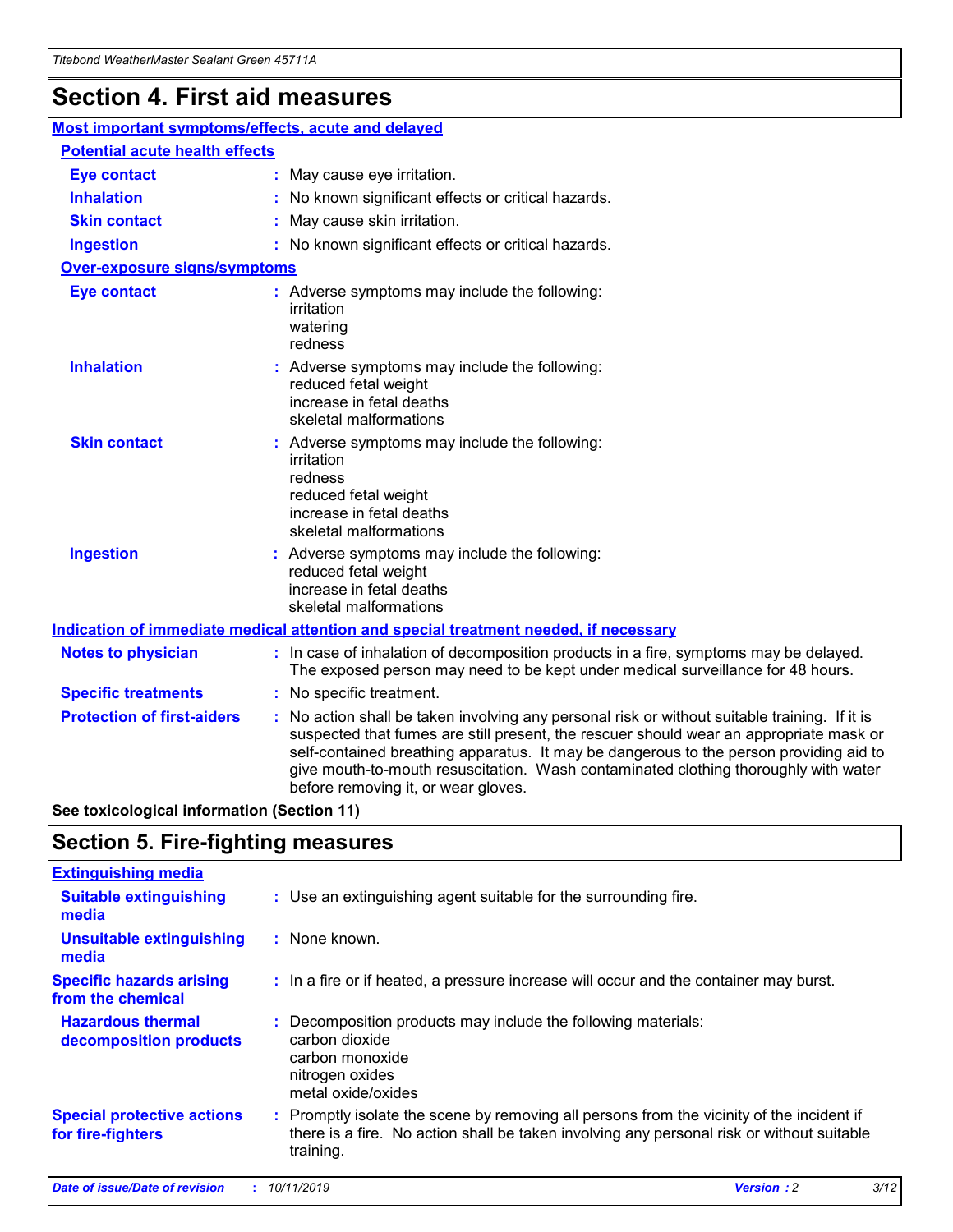# Section 4. First aid measures

## Most important symptoms/effects, acute and delayed

### Potential acute health effects

**Eye contact** : May cause eye irritation.

**Inhalation** : No known significant effects or critical hazards.

**Skin contact** : May cause skin irritation.

**Ingestion** : No known significant effects or critical hazards.

### Over-exposure signs/symptoms

**Eye contact** : Adverse symptoms may include the following:
irritation
watering
redness

**Inhalation** : Adverse symptoms may include the following:
reduced fetal weight
increase in fetal deaths
skeletal malformations

**Skin contact** : Adverse symptoms may include the following:
irritation
redness
reduced fetal weight
increase in fetal deaths
skeletal malformations

**Ingestion** : Adverse symptoms may include the following:
reduced fetal weight
increase in fetal deaths
skeletal malformations

## Indication of immediate medical attention and special treatment needed, if necessary

**Notes to physician** : In case of inhalation of decomposition products in a fire, symptoms may be delayed. The exposed person may need to be kept under medical surveillance for 48 hours.

**Specific treatments** : No specific treatment.

**Protection of first-aiders** : No action shall be taken involving any personal risk or without suitable training. If it is suspected that fumes are still present, the rescuer should wear an appropriate mask or self-contained breathing apparatus. It may be dangerous to the person providing aid to give mouth-to-mouth resuscitation. Wash contaminated clothing thoroughly with water before removing it, or wear gloves.

**See toxicological information (Section 11)**

# Section 5. Fire-fighting measures

## Extinguishing media

**Suitable extinguishing media** : Use an extinguishing agent suitable for the surrounding fire.

**Unsuitable extinguishing media** : None known.

**Specific hazards arising from the chemical** : In a fire or if heated, a pressure increase will occur and the container may burst.

**Hazardous thermal decomposition products** : Decomposition products may include the following materials:
carbon dioxide
carbon monoxide
nitrogen oxides
metal oxide/oxides

**Special protective actions for fire-fighters** : Promptly isolate the scene by removing all persons from the vicinity of the incident if there is a fire. No action shall be taken involving any personal risk or without suitable training.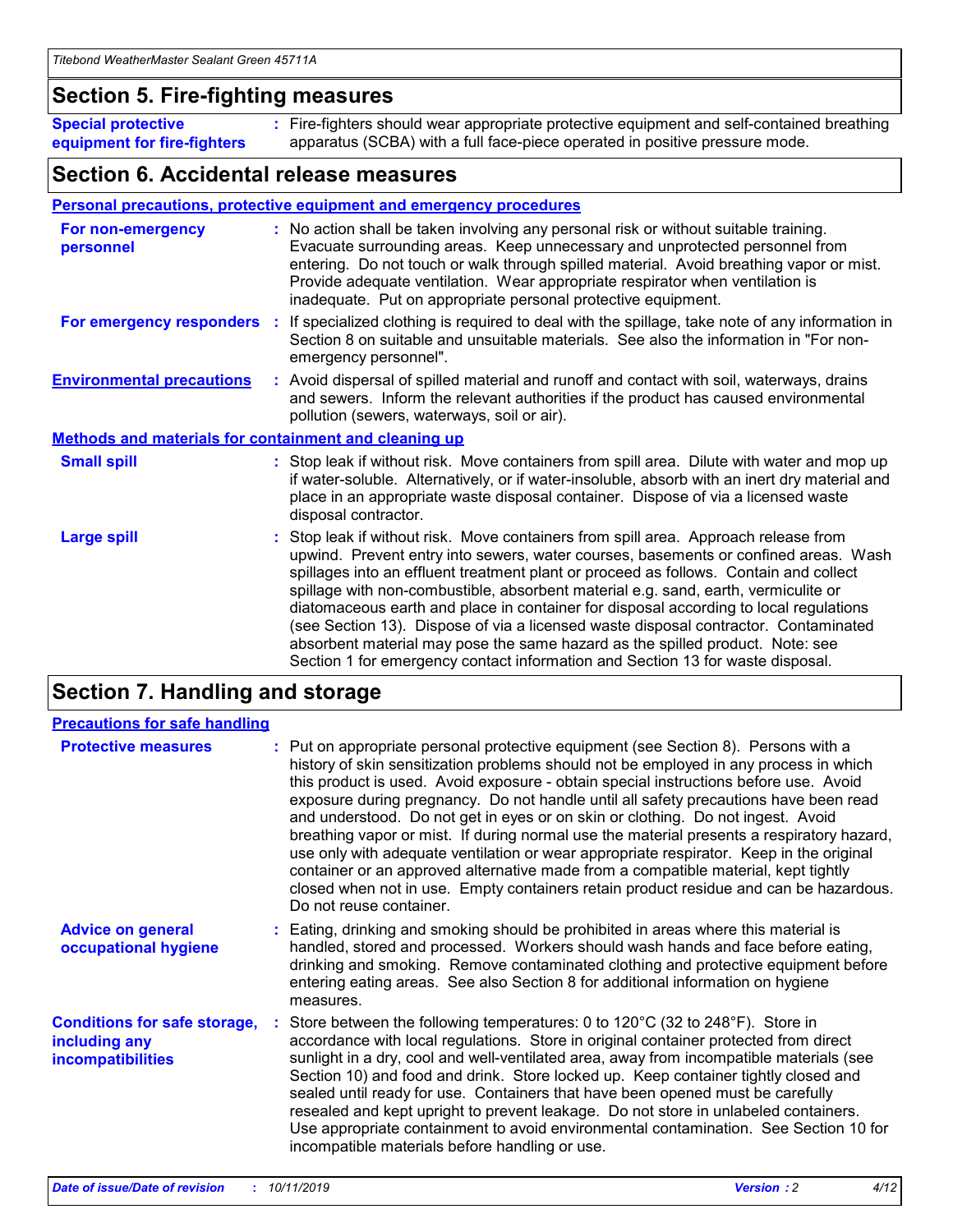## Section 5. Fire-fighting measures

**Special protective equipment for fire-fighters** : Fire-fighters should wear appropriate protective equipment and self-contained breathing apparatus (SCBA) with a full face-piece operated in positive pressure mode.

## Section 6. Accidental release measures

### Personal precautions, protective equipment and emergency procedures

**For non-emergency personnel** : No action shall be taken involving any personal risk or without suitable training. Evacuate surrounding areas. Keep unnecessary and unprotected personnel from entering. Do not touch or walk through spilled material. Avoid breathing vapor or mist. Provide adequate ventilation. Wear appropriate respirator when ventilation is inadequate. Put on appropriate personal protective equipment.

**For emergency responders** : If specialized clothing is required to deal with the spillage, take note of any information in Section 8 on suitable and unsuitable materials. See also the information in "For non-emergency personnel".

**Environmental precautions** : Avoid dispersal of spilled material and runoff and contact with soil, waterways, drains and sewers. Inform the relevant authorities if the product has caused environmental pollution (sewers, waterways, soil or air).

### Methods and materials for containment and cleaning up

**Small spill** : Stop leak if without risk. Move containers from spill area. Dilute with water and mop up if water-soluble. Alternatively, or if water-insoluble, absorb with an inert dry material and place in an appropriate waste disposal container. Dispose of via a licensed waste disposal contractor.

**Large spill** : Stop leak if without risk. Move containers from spill area. Approach release from upwind. Prevent entry into sewers, water courses, basements or confined areas. Wash spillages into an effluent treatment plant or proceed as follows. Contain and collect spillage with non-combustible, absorbent material e.g. sand, earth, vermiculite or diatomaceous earth and place in container for disposal according to local regulations (see Section 13). Dispose of via a licensed waste disposal contractor. Contaminated absorbent material may pose the same hazard as the spilled product. Note: see Section 1 for emergency contact information and Section 13 for waste disposal.

## Section 7. Handling and storage

### Precautions for safe handling

**Protective measures** : Put on appropriate personal protective equipment (see Section 8). Persons with a history of skin sensitization problems should not be employed in any process in which this product is used. Avoid exposure - obtain special instructions before use. Avoid exposure during pregnancy. Do not handle until all safety precautions have been read and understood. Do not get in eyes or on skin or clothing. Do not ingest. Avoid breathing vapor or mist. If during normal use the material presents a respiratory hazard, use only with adequate ventilation or wear appropriate respirator. Keep in the original container or an approved alternative made from a compatible material, kept tightly closed when not in use. Empty containers retain product residue and can be hazardous. Do not reuse container.

**Advice on general occupational hygiene** : Eating, drinking and smoking should be prohibited in areas where this material is handled, stored and processed. Workers should wash hands and face before eating, drinking and smoking. Remove contaminated clothing and protective equipment before entering eating areas. See also Section 8 for additional information on hygiene measures.

**Conditions for safe storage, including any incompatibilities** : Store between the following temperatures: 0 to 120°C (32 to 248°F). Store in accordance with local regulations. Store in original container protected from direct sunlight in a dry, cool and well-ventilated area, away from incompatible materials (see Section 10) and food and drink. Store locked up. Keep container tightly closed and sealed until ready for use. Containers that have been opened must be carefully resealed and kept upright to prevent leakage. Do not store in unlabeled containers. Use appropriate containment to avoid environmental contamination. See Section 10 for incompatible materials before handling or use.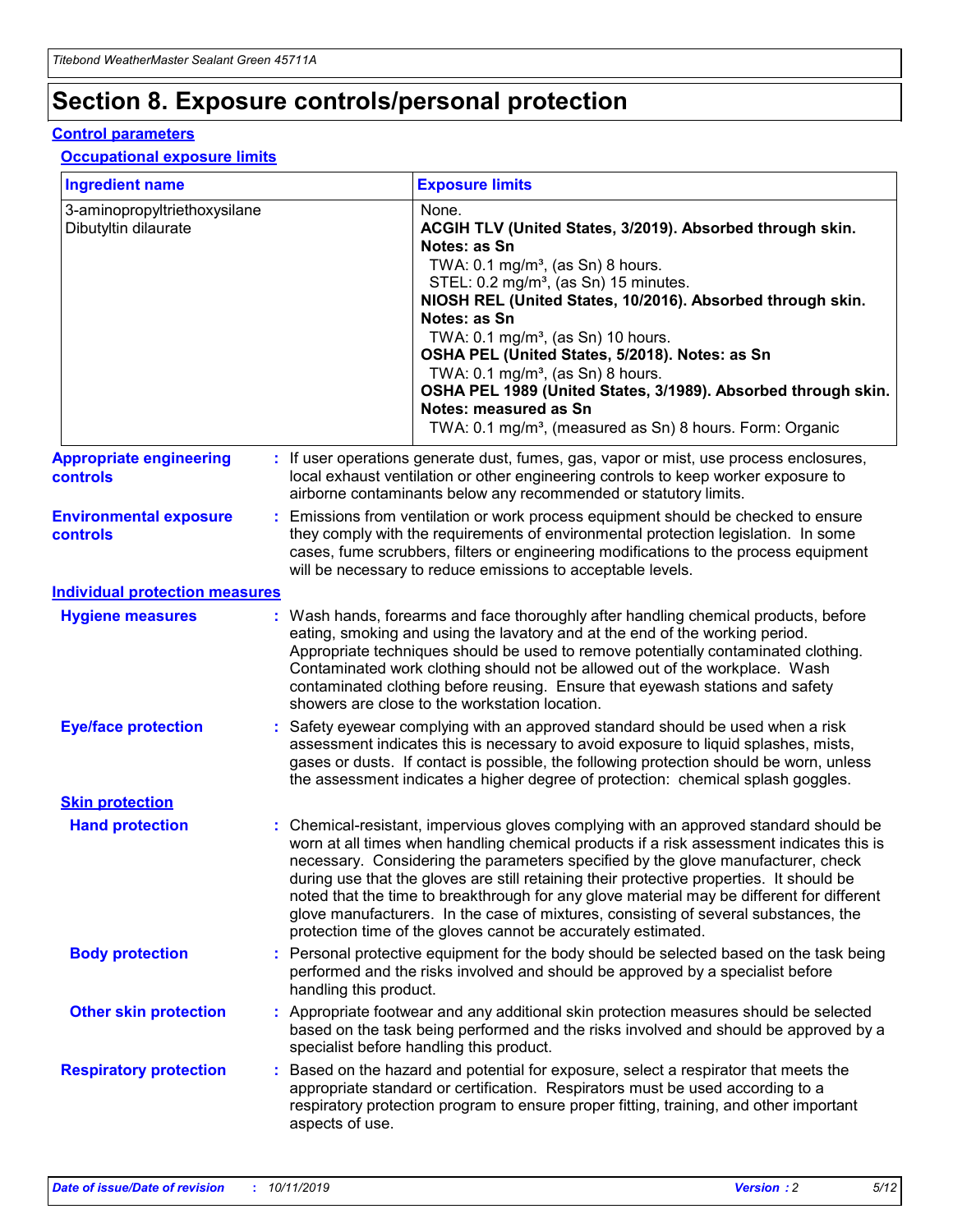# Section 8. Exposure controls/personal protection

## Control parameters

### Occupational exposure limits

| Ingredient name | Exposure limits |
|---|---|
| 3-aminopropyltriethoxysilane<br>Dibutyltin dilaurate | None.<br>**ACGIH TLV (United States, 3/2019). Absorbed through skin. Notes: as Sn**<br>TWA: 0.1 mg/m³, (as Sn) 8 hours.<br>STEL: 0.2 mg/m³, (as Sn) 15 minutes.<br>**NIOSH REL (United States, 10/2016). Absorbed through skin. Notes: as Sn**<br>TWA: 0.1 mg/m³, (as Sn) 10 hours.<br>**OSHA PEL (United States, 5/2018). Notes: as Sn**<br>TWA: 0.1 mg/m³, (as Sn) 8 hours.<br>**OSHA PEL 1989 (United States, 3/1989). Absorbed through skin. Notes: measured as Sn**<br>TWA: 0.1 mg/m³, (measured as Sn) 8 hours. Form: Organic |

**Appropriate engineering controls** : If user operations generate dust, fumes, gas, vapor or mist, use process enclosures, local exhaust ventilation or other engineering controls to keep worker exposure to airborne contaminants below any recommended or statutory limits.

**Environmental exposure controls** : Emissions from ventilation or work process equipment should be checked to ensure they comply with the requirements of environmental protection legislation. In some cases, fume scrubbers, filters or engineering modifications to the process equipment will be necessary to reduce emissions to acceptable levels.

## Individual protection measures

**Hygiene measures** : Wash hands, forearms and face thoroughly after handling chemical products, before eating, smoking and using the lavatory and at the end of the working period. Appropriate techniques should be used to remove potentially contaminated clothing. Contaminated work clothing should not be allowed out of the workplace. Wash contaminated clothing before reusing. Ensure that eyewash stations and safety showers are close to the workstation location.

**Eye/face protection** : Safety eyewear complying with an approved standard should be used when a risk assessment indicates this is necessary to avoid exposure to liquid splashes, mists, gases or dusts. If contact is possible, the following protection should be worn, unless the assessment indicates a higher degree of protection: chemical splash goggles.

### Skin protection

**Hand protection** : Chemical-resistant, impervious gloves complying with an approved standard should be worn at all times when handling chemical products if a risk assessment indicates this is necessary. Considering the parameters specified by the glove manufacturer, check during use that the gloves are still retaining their protective properties. It should be noted that the time to breakthrough for any glove material may be different for different glove manufacturers. In the case of mixtures, consisting of several substances, the protection time of the gloves cannot be accurately estimated.

**Body protection** : Personal protective equipment for the body should be selected based on the task being performed and the risks involved and should be approved by a specialist before handling this product.

**Other skin protection** : Appropriate footwear and any additional skin protection measures should be selected based on the task being performed and the risks involved and should be approved by a specialist before handling this product.

**Respiratory protection** : Based on the hazard and potential for exposure, select a respirator that meets the appropriate standard or certification. Respirators must be used according to a respiratory protection program to ensure proper fitting, training, and other important aspects of use.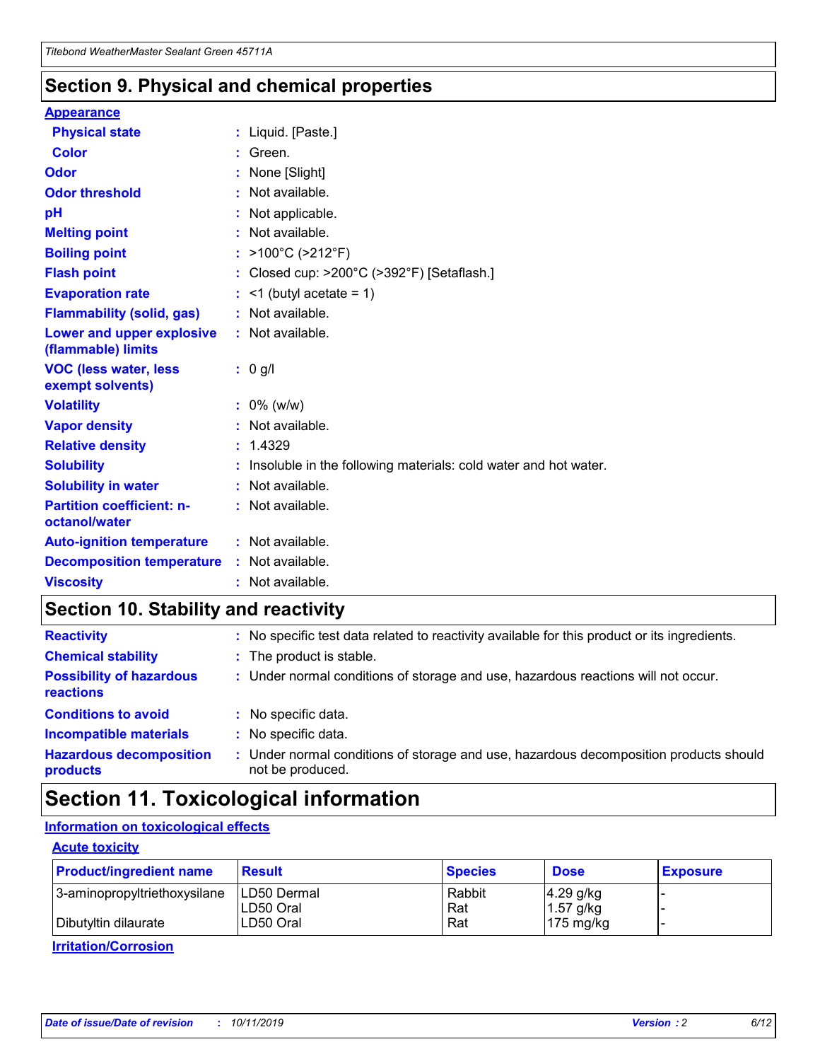## Section 9. Physical and chemical properties

### Appearance

| | |
|---|---|
| **Physical state** | : Liquid. [Paste.] |
| **Color** | : Green. |
| **Odor** | : None [Slight] |
| **Odor threshold** | : Not available. |
| **pH** | : Not applicable. |
| **Melting point** | : Not available. |
| **Boiling point** | : >100°C (>212°F) |
| **Flash point** | : Closed cup: >200°C (>392°F) [Setaflash.] |
| **Evaporation rate** | : <1 (butyl acetate = 1) |
| **Flammability (solid, gas)** | : Not available. |
| **Lower and upper explosive (flammable) limits** | : Not available. |
| **VOC (less water, less exempt solvents)** | : 0 g/l |
| **Volatility** | : 0% (w/w) |
| **Vapor density** | : Not available. |
| **Relative density** | : 1.4329 |
| **Solubility** | : Insoluble in the following materials: cold water and hot water. |
| **Solubility in water** | : Not available. |
| **Partition coefficient: n-octanol/water** | : Not available. |
| **Auto-ignition temperature** | : Not available. |
| **Decomposition temperature** | : Not available. |
| **Viscosity** | : Not available. |

## Section 10. Stability and reactivity

| | |
|---|---|
| **Reactivity** | : No specific test data related to reactivity available for this product or its ingredients. |
| **Chemical stability** | : The product is stable. |
| **Possibility of hazardous reactions** | : Under normal conditions of storage and use, hazardous reactions will not occur. |
| **Conditions to avoid** | : No specific data. |
| **Incompatible materials** | : No specific data. |
| **Hazardous decomposition products** | : Under normal conditions of storage and use, hazardous decomposition products should not be produced. |

## Section 11. Toxicological information

### Information on toxicological effects

#### Acute toxicity

| Product/ingredient name | Result | Species | Dose | Exposure |
|---|---|---|---|---|
| 3-aminopropyltriethoxysilane | LD50 Dermal | Rabbit | 4.29 g/kg | - |
| | LD50 Oral | Rat | 1.57 g/kg | - |
| Dibutyltin dilaurate | LD50 Oral | Rat | 175 mg/kg | - |

#### Irritation/Corrosion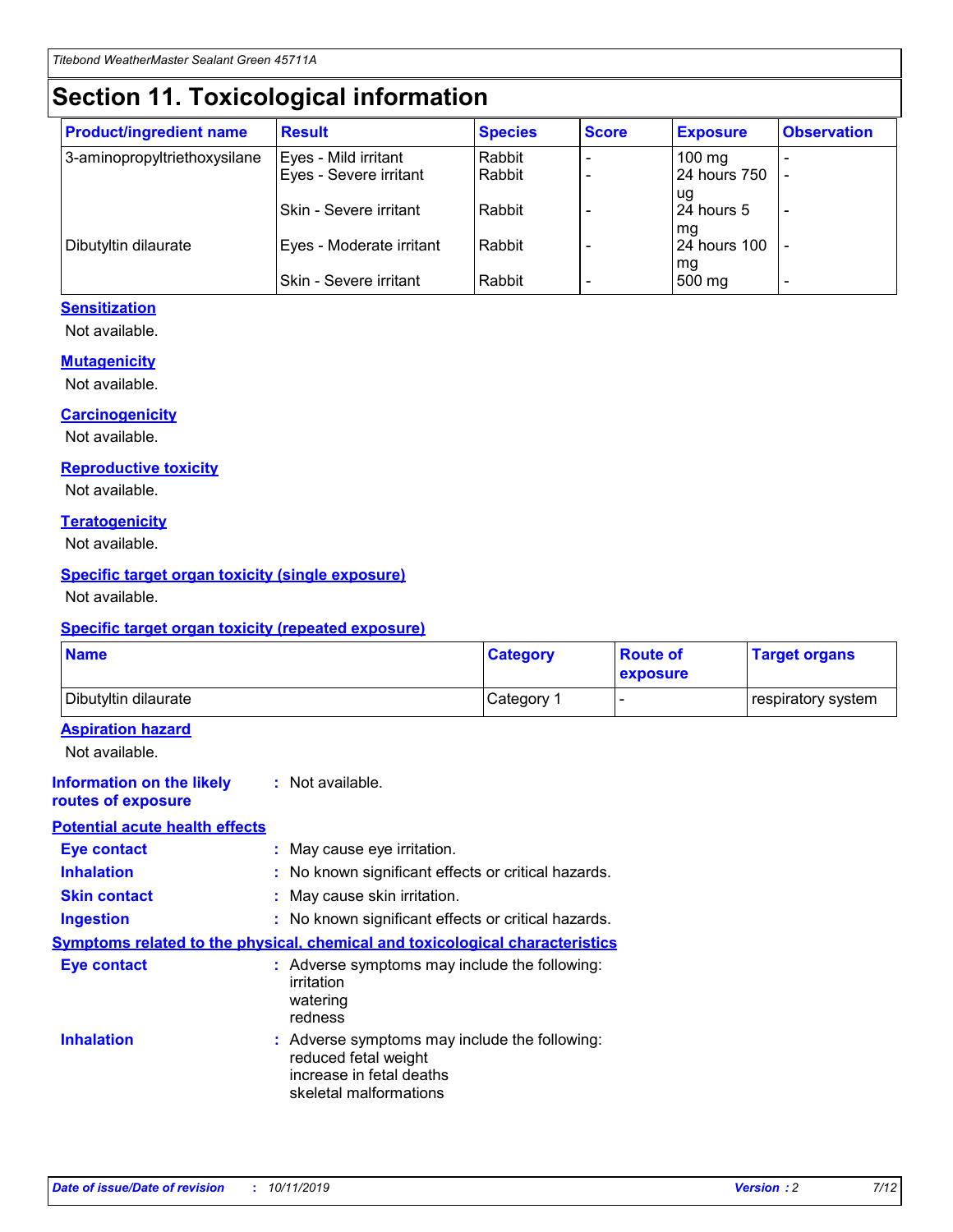# Section 11. Toxicological information

| Product/ingredient name | Result | Species | Score | Exposure | Observation |
|---|---|---|---|---|---|
| 3-aminopropyltriethoxysilane | Eyes - Mild irritant | Rabbit | - | 100 mg | - |
| | Eyes - Severe irritant | Rabbit | - | 24 hours 750 ug | - |
| | Skin - Severe irritant | Rabbit | - | 24 hours 5 mg | - |
| Dibutyltin dilaurate | Eyes - Moderate irritant | Rabbit | - | 24 hours 100 mg | - |
| | Skin - Severe irritant | Rabbit | - | 500 mg | - |

### Sensitization

Not available.

### Mutagenicity

Not available.

### Carcinogenicity

Not available.

### Reproductive toxicity

Not available.

### Teratogenicity

Not available.

### Specific target organ toxicity (single exposure)

Not available.

### Specific target organ toxicity (repeated exposure)

| Name | Category | Route of exposure | Target organs |
|---|---|---|---|
| Dibutyltin dilaurate | Category 1 | - | respiratory system |

### Aspiration hazard

Not available.

**Information on the likely routes of exposure** : Not available.

### Potential acute health effects

**Eye contact** : May cause eye irritation.

**Inhalation** : No known significant effects or critical hazards.

**Skin contact** : May cause skin irritation.

**Ingestion** : No known significant effects or critical hazards.

### Symptoms related to the physical, chemical and toxicological characteristics

**Eye contact** : Adverse symptoms may include the following:
irritation
watering
redness

**Inhalation** : Adverse symptoms may include the following:
reduced fetal weight
increase in fetal deaths
skeletal malformations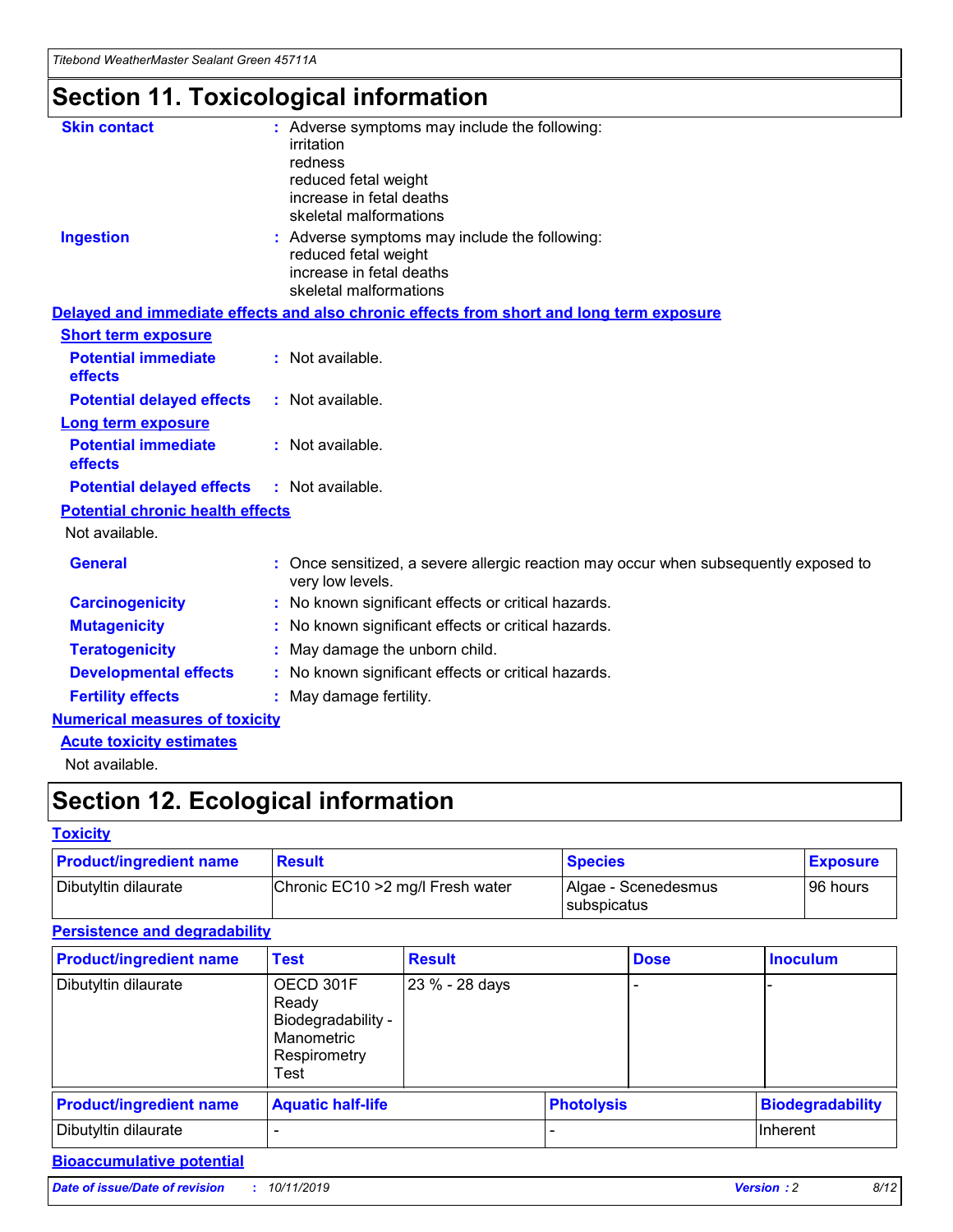# Section 11. Toxicological information

**Skin contact** : Adverse symptoms may include the following:
irritation
redness
reduced fetal weight
increase in fetal deaths
skeletal malformations

**Ingestion** : Adverse symptoms may include the following:
reduced fetal weight
increase in fetal deaths
skeletal malformations

**Delayed and immediate effects and also chronic effects from short and long term exposure**

**Short term exposure**

**Potential immediate effects** : Not available.

**Potential delayed effects** : Not available.

**Long term exposure**

**Potential immediate effects** : Not available.

**Potential delayed effects** : Not available.

**Potential chronic health effects**

Not available.

**General** : Once sensitized, a severe allergic reaction may occur when subsequently exposed to very low levels.

**Carcinogenicity** : No known significant effects or critical hazards.

**Mutagenicity** : No known significant effects or critical hazards.

**Teratogenicity** : May damage the unborn child.

**Developmental effects** : No known significant effects or critical hazards.

**Fertility effects** : May damage fertility.

**Numerical measures of toxicity**

**Acute toxicity estimates**

Not available.

# Section 12. Ecological information

**Toxicity**

| Product/ingredient name | Result | Species | Exposure |
|---|---|---|---|
| Dibutyltin dilaurate | Chronic EC10 >2 mg/l Fresh water | Algae - Scenedesmus subspicatus | 96 hours |

**Persistence and degradability**

| Product/ingredient name | Test | Result | Dose | Inoculum |
|---|---|---|---|---|
| Dibutyltin dilaurate | OECD 301F Ready Biodegradability - Manometric Respirometry Test | 23 % - 28 days | - | - |

| Product/ingredient name | Aquatic half-life | Photolysis | Biodegradability |
|---|---|---|---|
| Dibutyltin dilaurate | - | - | Inherent |

**Bioaccumulative potential**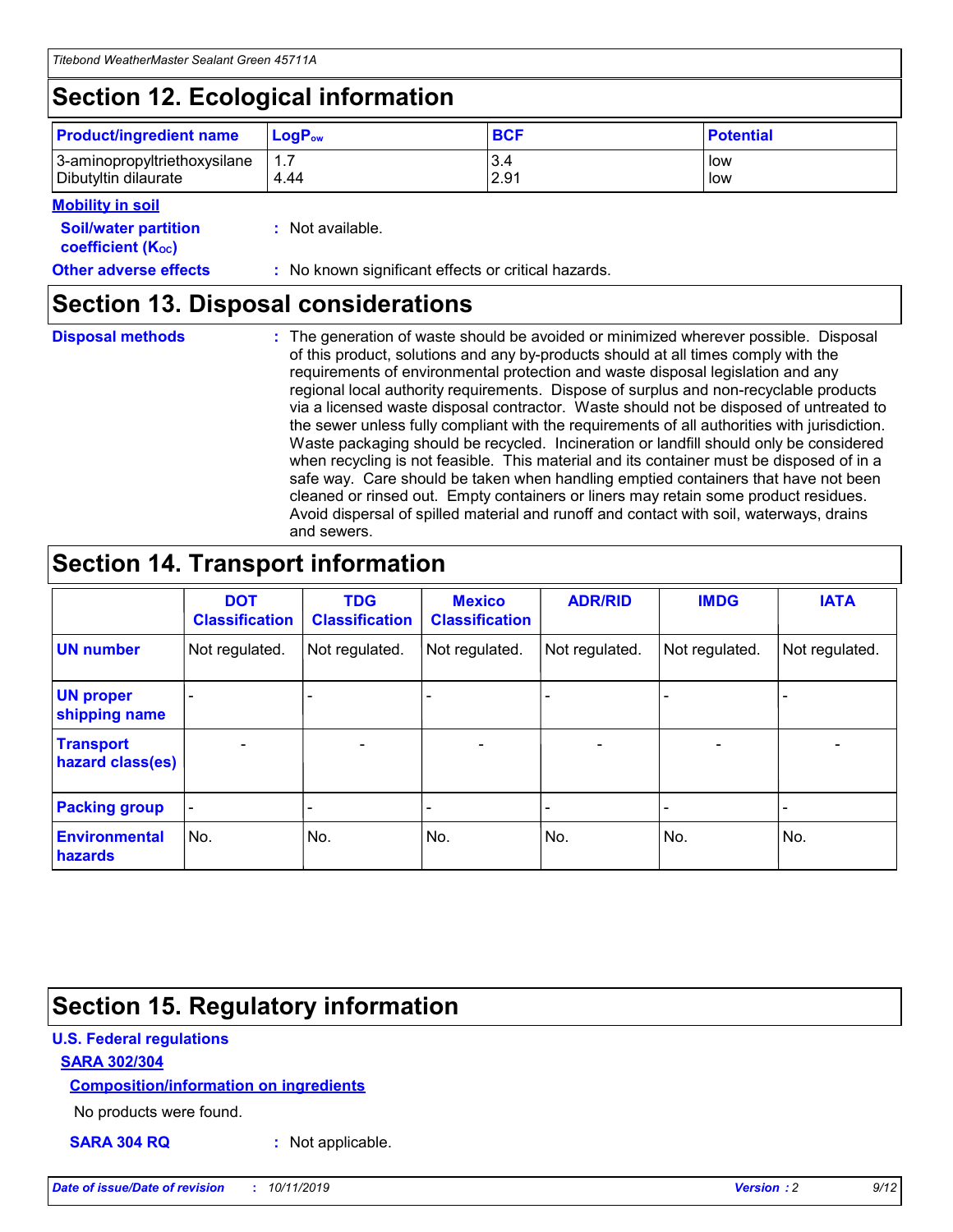# Section 12. Ecological information

| Product/ingredient name | $LogP_{ow}$ | BCF | Potential |
|---|---|---|---|
| 3-aminopropyltriethoxysilane | 1.7 | 3.4 | low |
| Dibutyltin dilaurate | 4.44 | 2.91 | low |

**Mobility in soil**

**Soil/water partition coefficient ($K_{OC}$)** : Not available.

**Other adverse effects** : No known significant effects or critical hazards.

# Section 13. Disposal considerations

**Disposal methods** : The generation of waste should be avoided or minimized wherever possible. Disposal of this product, solutions and any by-products should at all times comply with the requirements of environmental protection and waste disposal legislation and any regional local authority requirements. Dispose of surplus and non-recyclable products via a licensed waste disposal contractor. Waste should not be disposed of untreated to the sewer unless fully compliant with the requirements of all authorities with jurisdiction. Waste packaging should be recycled. Incineration or landfill should only be considered when recycling is not feasible. This material and its container must be disposed of in a safe way. Care should be taken when handling emptied containers that have not been cleaned or rinsed out. Empty containers or liners may retain some product residues. Avoid dispersal of spilled material and runoff and contact with soil, waterways, drains and sewers.

# Section 14. Transport information

| | DOT Classification | TDG Classification | Mexico Classification | ADR/RID | IMDG | IATA |
|---|---|---|---|---|---|---|
| UN number | Not regulated. | Not regulated. | Not regulated. | Not regulated. | Not regulated. | Not regulated. |
| UN proper shipping name | - | - | - | - | - | - |
| Transport hazard class(es) | - | - | - | - | - | - |
| Packing group | - | - | - | - | - | - |
| Environmental hazards | No. | No. | No. | No. | No. | No. |

# Section 15. Regulatory information

**U.S. Federal regulations**

**SARA 302/304**

**Composition/information on ingredients**

No products were found.

**SARA 304 RQ** : Not applicable.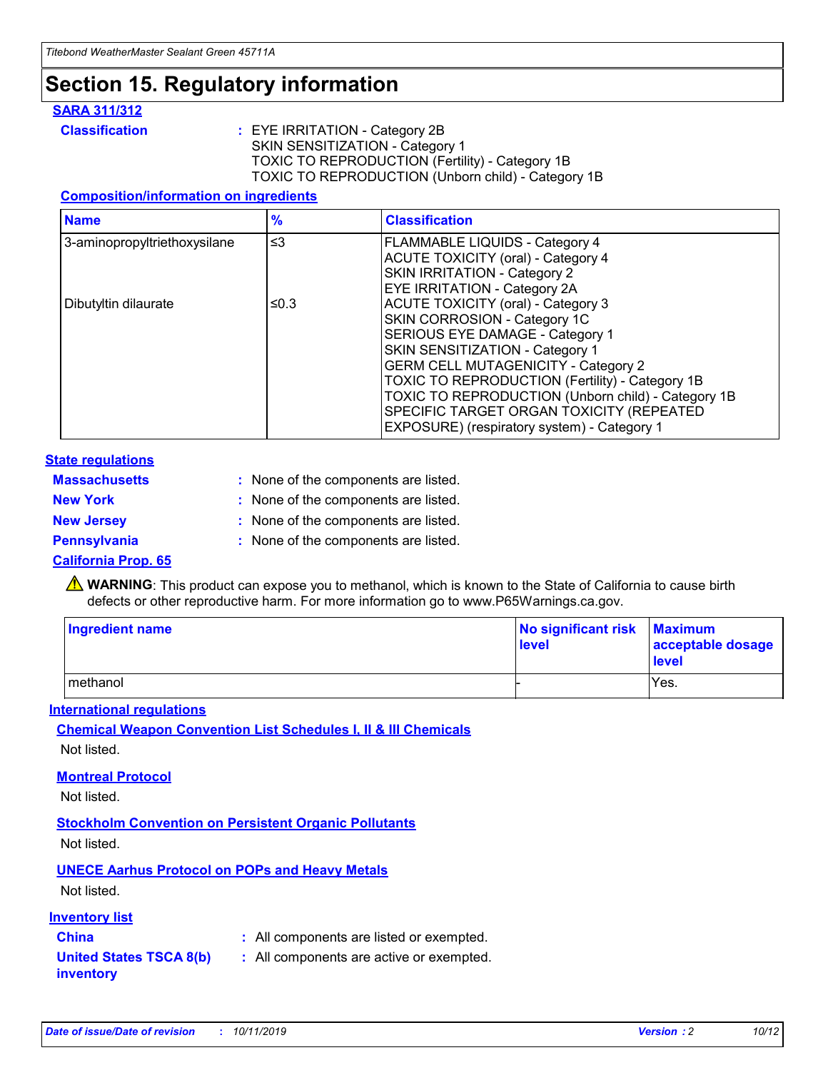# Section 15. Regulatory information

### SARA 311/312

**Classification** : EYE IRRITATION - Category 2B
SKIN SENSITIZATION - Category 1
TOXIC TO REPRODUCTION (Fertility) - Category 1B
TOXIC TO REPRODUCTION (Unborn child) - Category 1B

#### Composition/information on ingredients

| Name | % | Classification |
| --- | --- | --- |
| 3-aminopropyltriethoxysilane | ≤3 | FLAMMABLE LIQUIDS - Category 4<br>ACUTE TOXICITY (oral) - Category 4<br>SKIN IRRITATION - Category 2<br>EYE IRRITATION - Category 2A |
| Dibutyltin dilaurate | ≤0.3 | ACUTE TOXICITY (oral) - Category 3<br>SKIN CORROSION - Category 1C<br>SERIOUS EYE DAMAGE - Category 1<br>SKIN SENSITIZATION - Category 1<br>GERM CELL MUTAGENICITY - Category 2<br>TOXIC TO REPRODUCTION (Fertility) - Category 1B<br>TOXIC TO REPRODUCTION (Unborn child) - Category 1B<br>SPECIFIC TARGET ORGAN TOXICITY (REPEATED EXPOSURE) (respiratory system) - Category 1 |

### State regulations

**Massachusetts** : None of the components are listed.

**New York** : None of the components are listed.

**New Jersey** : None of the components are listed.

**Pennsylvania** : None of the components are listed.

### California Prop. 65

⚠ **WARNING**: This product can expose you to methanol, which is known to the State of California to cause birth defects or other reproductive harm. For more information go to www.P65Warnings.ca.gov.

| Ingredient name | No significant risk level | Maximum acceptable dosage level |
| --- | --- | --- |
| methanol | - | Yes. |

### International regulations

#### Chemical Weapon Convention List Schedules I, II & III Chemicals

Not listed.

#### Montreal Protocol

Not listed.

#### Stockholm Convention on Persistent Organic Pollutants

Not listed.

#### UNECE Aarhus Protocol on POPs and Heavy Metals

Not listed.

### Inventory list

**China** : All components are listed or exempted.

**United States TSCA 8(b) inventory** : All components are active or exempted.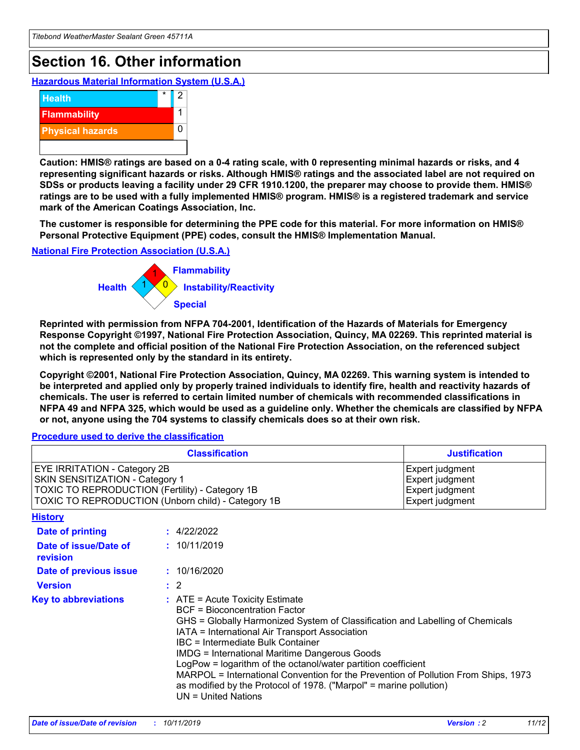# Section 16. Other information

### Hazardous Material Information System (U.S.A.)

| | | |
|---|---|---|
| Health | * | 2 |
| Flammability | | 1 |
| Physical hazards | | 0 |
| | | |

**Caution: HMIS® ratings are based on a 0-4 rating scale, with 0 representing minimal hazards or risks, and 4 representing significant hazards or risks. Although HMIS® ratings and the associated label are not required on SDSs or products leaving a facility under 29 CFR 1910.1200, the preparer may choose to provide them. HMIS® ratings are to be used with a fully implemented HMIS® program. HMIS® is a registered trademark and service mark of the American Coatings Association, Inc.**

**The customer is responsible for determining the PPE code for this material. For more information on HMIS® Personal Protective Equipment (PPE) codes, consult the HMIS® Implementation Manual.**

### National Fire Protection Association (U.S.A.)

Health: 1
Flammability: 1
Instability/Reactivity: 0
Special:

**Reprinted with permission from NFPA 704-2001, Identification of the Hazards of Materials for Emergency Response Copyright ©1997, National Fire Protection Association, Quincy, MA 02269. This reprinted material is not the complete and official position of the National Fire Protection Association, on the referenced subject which is represented only by the standard in its entirety.**

**Copyright ©2001, National Fire Protection Association, Quincy, MA 02269. This warning system is intended to be interpreted and applied only by properly trained individuals to identify fire, health and reactivity hazards of chemicals. The user is referred to certain limited number of chemicals with recommended classifications in NFPA 49 and NFPA 325, which would be used as a guideline only. Whether the chemicals are classified by NFPA or not, anyone using the 704 systems to classify chemicals does so at their own risk.**

### Procedure used to derive the classification

| Classification | Justification |
|---|---|
| EYE IRRITATION - Category 2B | Expert judgment |
| SKIN SENSITIZATION - Category 1 | Expert judgment |
| TOXIC TO REPRODUCTION (Fertility) - Category 1B | Expert judgment |
| TOXIC TO REPRODUCTION (Unborn child) - Category 1B | Expert judgment |

### History

**Date of printing** : 4/22/2022

**Date of issue/Date of revision** : 10/11/2019

**Date of previous issue** : 10/16/2020

**Version** : 2

**Key to abbreviations** :
ATE = Acute Toxicity Estimate
BCF = Bioconcentration Factor
GHS = Globally Harmonized System of Classification and Labelling of Chemicals
IATA = International Air Transport Association
IBC = Intermediate Bulk Container
IMDG = International Maritime Dangerous Goods
LogPow = logarithm of the octanol/water partition coefficient
MARPOL = International Convention for the Prevention of Pollution From Ships, 1973 as modified by the Protocol of 1978. ("Marpol" = marine pollution)
UN = United Nations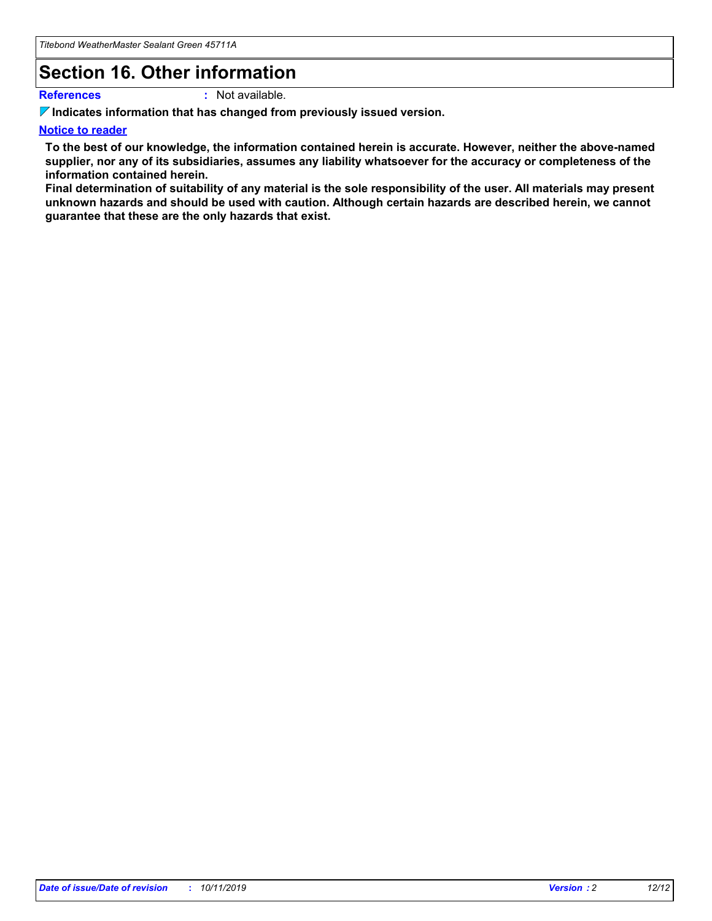# Section 16. Other information

**References** : Not available.

**Indicates information that has changed from previously issued version.**

**Notice to reader**

**To the best of our knowledge, the information contained herein is accurate. However, neither the above-named supplier, nor any of its subsidiaries, assumes any liability whatsoever for the accuracy or completeness of the information contained herein.**

**Final determination of suitability of any material is the sole responsibility of the user. All materials may present unknown hazards and should be used with caution. Although certain hazards are described herein, we cannot guarantee that these are the only hazards that exist.**